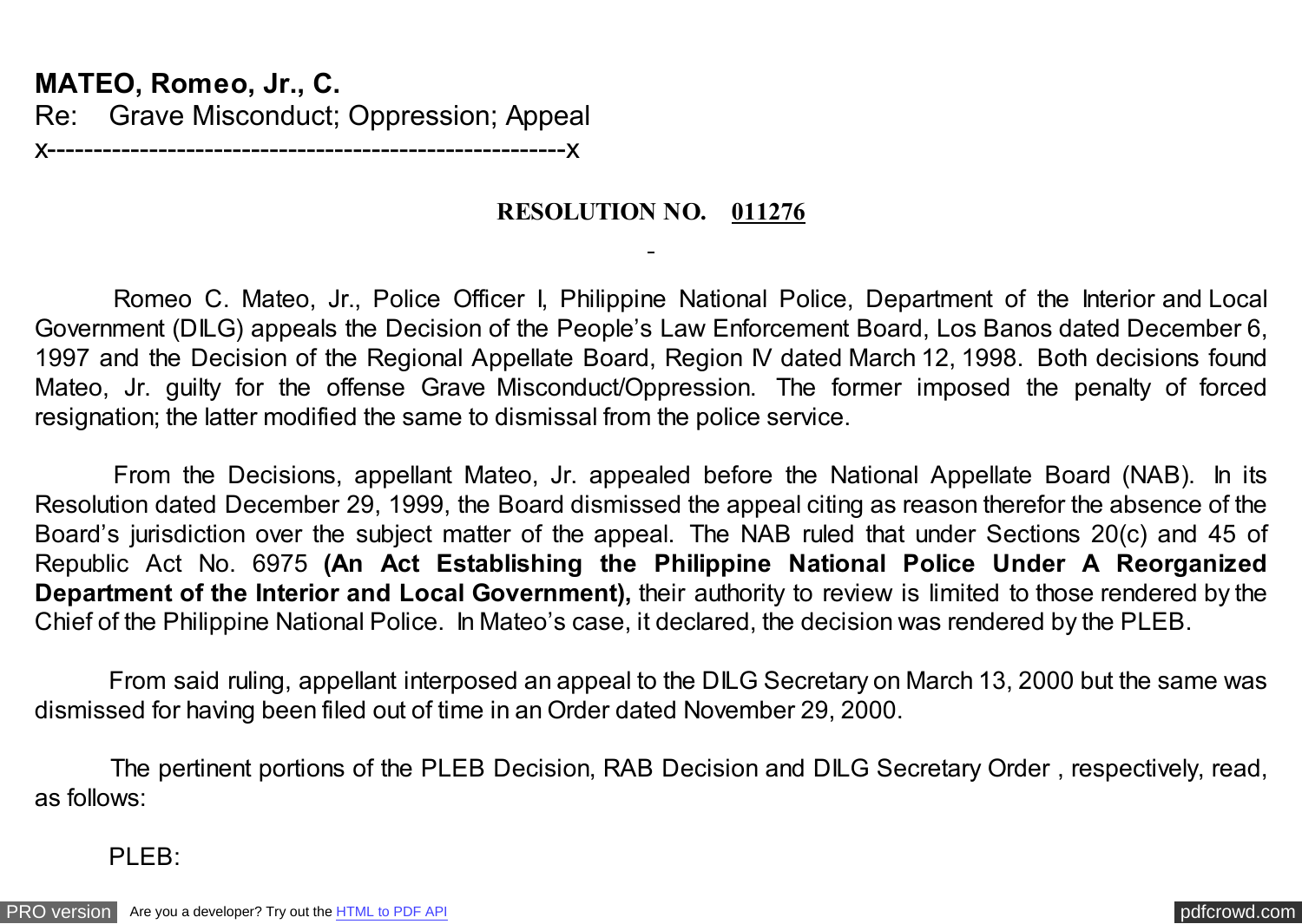**MATEO, Romeo, Jr., C.**
Re: Grave Misconduct; Oppression; Appeal
x-------------------------------------------------------x

**RESOLUTION NO. 011276**

Romeo C. Mateo, Jr., Police Officer I, Philippine National Police, Department of the Interior and Local Government (DILG) appeals the Decision of the People's Law Enforcement Board, Los Banos dated December 6, 1997 and the Decision of the Regional Appellate Board, Region IV dated March 12, 1998. Both decisions found Mateo, Jr. guilty for the offense Grave Misconduct/Oppression. The former imposed the penalty of forced resignation; the latter modified the same to dismissal from the police service.

From the Decisions, appellant Mateo, Jr. appealed before the National Appellate Board (NAB). In its Resolution dated December 29, 1999, the Board dismissed the appeal citing as reason therefor the absence of the Board's jurisdiction over the subject matter of the appeal. The NAB ruled that under Sections 20(c) and 45 of Republic Act No. 6975 **(An Act Establishing the Philippine National Police Under A Reorganized Department of the Interior and Local Government),** their authority to review is limited to those rendered by the Chief of the Philippine National Police. In Mateo's case, it declared, the decision was rendered by the PLEB.

From said ruling, appellant interposed an appeal to the DILG Secretary on March 13, 2000 but the same was dismissed for having been filed out of time in an Order dated November 29, 2000.

The pertinent portions of the PLEB Decision, RAB Decision and DILG Secretary Order , respectively, read, as follows:

PLEB: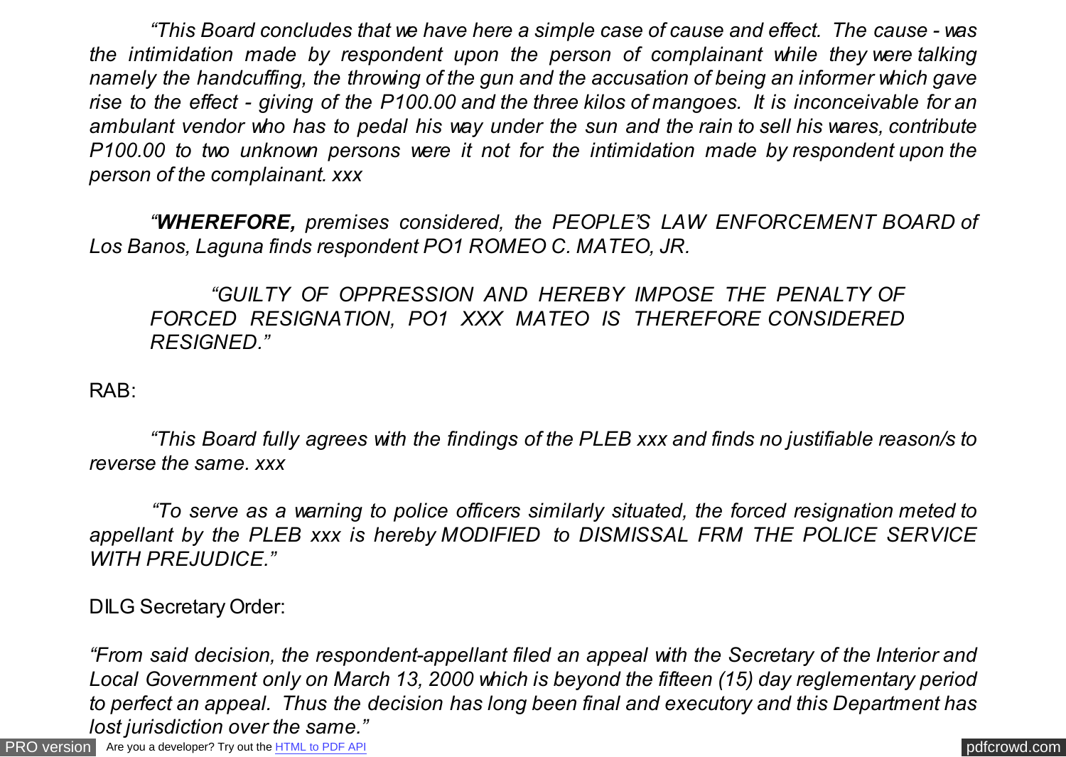*"This Board concludes that we have here a simple case of cause and effect. The cause - was the intimidation made by respondent upon the person of complainant while they were talking namely the handcuffing, the throwing of the gun and the accusation of being an informer which gave rise to the effect - giving of the P100.00 and the three kilos of mangoes. It is inconceivable for an ambulant vendor who has to pedal his way under the sun and the rain to sell his wares, contribute P100.00 to two unknown persons were it not for the intimidation made by respondent upon the person of the complainant. xxx*

*"**WHEREFORE,** premises considered, the PEOPLE'S LAW ENFORCEMENT BOARD of Los Banos, Laguna finds respondent PO1 ROMEO C. MATEO, JR.*

> *"GUILTY OF OPPRESSION AND HEREBY IMPOSE THE PENALTY OF FORCED RESIGNATION, PO1 XXX MATEO IS THEREFORE CONSIDERED RESIGNED."*

RAB:

*"This Board fully agrees with the findings of the PLEB xxx and finds no justifiable reason/s to reverse the same. xxx*

*"To serve as a warning to police officers similarly situated, the forced resignation meted to appellant by the PLEB xxx is hereby MODIFIED to DISMISSAL FRM THE POLICE SERVICE WITH PREJUDICE."*

DILG Secretary Order:

*"From said decision, the respondent-appellant filed an appeal with the Secretary of the Interior and Local Government only on March 13, 2000 which is beyond the fifteen (15) day reglementary period to perfect an appeal. Thus the decision has long been final and executory and this Department has lost jurisdiction over the same."*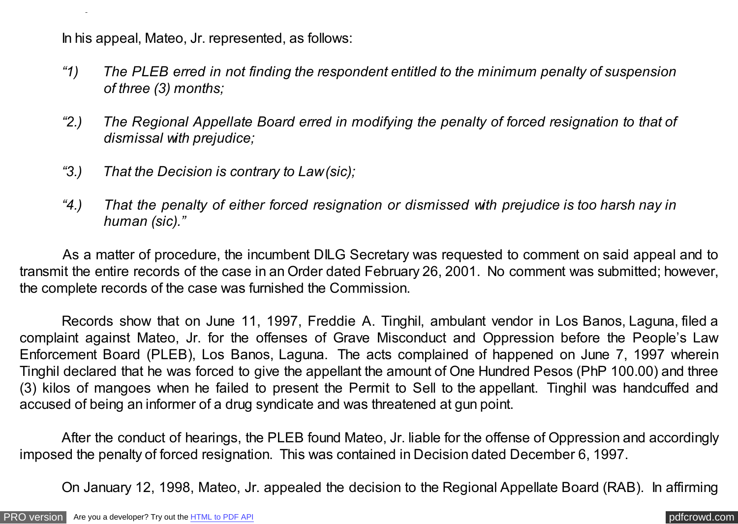In his appeal, Mateo, Jr. represented, as follows:

*"1) The PLEB erred in not finding the respondent entitled to the minimum penalty of suspension of three (3) months;*

*"2.) The Regional Appellate Board erred in modifying the penalty of forced resignation to that of dismissal with prejudice;*

*"3.) That the Decision is contrary to Law (sic);*

*"4.) That the penalty of either forced resignation or dismissed with prejudice is too harsh nay in human (sic)."*

As a matter of procedure, the incumbent DILG Secretary was requested to comment on said appeal and to transmit the entire records of the case in an Order dated February 26, 2001. No comment was submitted; however, the complete records of the case was furnished the Commission.

Records show that on June 11, 1997, Freddie A. Tinghil, ambulant vendor in Los Banos, Laguna, filed a complaint against Mateo, Jr. for the offenses of Grave Misconduct and Oppression before the People's Law Enforcement Board (PLEB), Los Banos, Laguna. The acts complained of happened on June 7, 1997 wherein Tinghil declared that he was forced to give the appellant the amount of One Hundred Pesos (PhP 100.00) and three (3) kilos of mangoes when he failed to present the Permit to Sell to the appellant. Tinghil was handcuffed and accused of being an informer of a drug syndicate and was threatened at gun point.

After the conduct of hearings, the PLEB found Mateo, Jr. liable for the offense of Oppression and accordingly imposed the penalty of forced resignation. This was contained in Decision dated December 6, 1997.

On January 12, 1998, Mateo, Jr. appealed the decision to the Regional Appellate Board (RAB). In affirming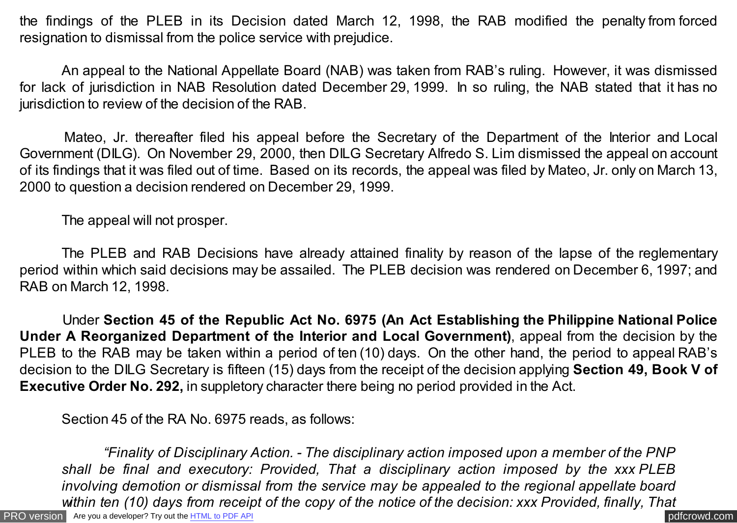the findings of the PLEB in its Decision dated March 12, 1998, the RAB modified the penalty from forced resignation to dismissal from the police service with prejudice.

An appeal to the National Appellate Board (NAB) was taken from RAB's ruling. However, it was dismissed for lack of jurisdiction in NAB Resolution dated December 29, 1999. In so ruling, the NAB stated that it has no jurisdiction to review of the decision of the RAB.

Mateo, Jr. thereafter filed his appeal before the Secretary of the Department of the Interior and Local Government (DILG). On November 29, 2000, then DILG Secretary Alfredo S. Lim dismissed the appeal on account of its findings that it was filed out of time. Based on its records, the appeal was filed by Mateo, Jr. only on March 13, 2000 to question a decision rendered on December 29, 1999.

The appeal will not prosper.

The PLEB and RAB Decisions have already attained finality by reason of the lapse of the reglementary period within which said decisions may be assailed. The PLEB decision was rendered on December 6, 1997; and RAB on March 12, 1998.

Under **Section 45 of the Republic Act No. 6975 (An Act Establishing the Philippine National Police Under A Reorganized Department of the Interior and Local Government)**, appeal from the decision by the PLEB to the RAB may be taken within a period of ten (10) days. On the other hand, the period to appeal RAB's decision to the DILG Secretary is fifteen (15) days from the receipt of the decision applying **Section 49, Book V of Executive Order No. 292,** in suppletory character there being no period provided in the Act.

Section 45 of the RA No. 6975 reads, as follows:

> *"Finality of Disciplinary Action. - The disciplinary action imposed upon a member of the PNP shall be final and executory: Provided, That a disciplinary action imposed by the xxx PLEB involving demotion or dismissal from the service may be appealed to the regional appellate board within ten (10) days from receipt of the copy of the notice of the decision: xxx Provided, finally, That*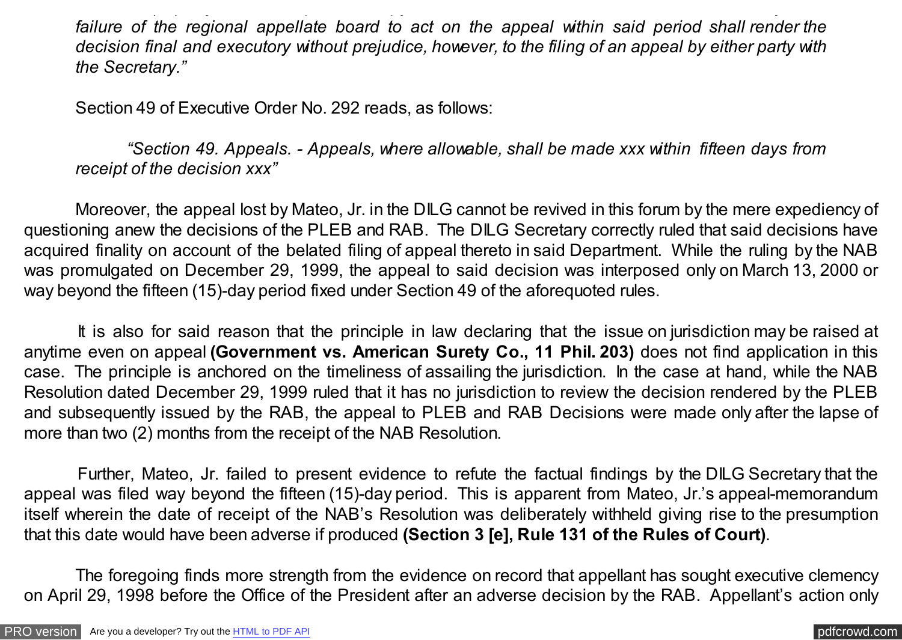*failure of the regional appellate board to act on the appeal within said period shall render the decision final and executory without prejudice, however, to the filing of an appeal by either party with the Secretary."*

Section 49 of Executive Order No. 292 reads, as follows:

*"Section 49. Appeals. - Appeals, where allowable, shall be made xxx within fifteen days from receipt of the decision xxx"*

Moreover, the appeal lost by Mateo, Jr. in the DILG cannot be revived in this forum by the mere expediency of questioning anew the decisions of the PLEB and RAB. The DILG Secretary correctly ruled that said decisions have acquired finality on account of the belated filing of appeal thereto in said Department. While the ruling by the NAB was promulgated on December 29, 1999, the appeal to said decision was interposed only on March 13, 2000 or way beyond the fifteen (15)-day period fixed under Section 49 of the aforequoted rules.

It is also for said reason that the principle in law declaring that the issue on jurisdiction may be raised at anytime even on appeal **(Government vs. American Surety Co., 11 Phil. 203)** does not find application in this case. The principle is anchored on the timeliness of assailing the jurisdiction. In the case at hand, while the NAB Resolution dated December 29, 1999 ruled that it has no jurisdiction to review the decision rendered by the PLEB and subsequently issued by the RAB, the appeal to PLEB and RAB Decisions were made only after the lapse of more than two (2) months from the receipt of the NAB Resolution.

Further, Mateo, Jr. failed to present evidence to refute the factual findings by the DILG Secretary that the appeal was filed way beyond the fifteen (15)-day period. This is apparent from Mateo, Jr.'s appeal-memorandum itself wherein the date of receipt of the NAB's Resolution was deliberately withheld giving rise to the presumption that this date would have been adverse if produced **(Section 3 [e], Rule 131 of the Rules of Court)**.

The foregoing finds more strength from the evidence on record that appellant has sought executive clemency on April 29, 1998 before the Office of the President after an adverse decision by the RAB. Appellant's action only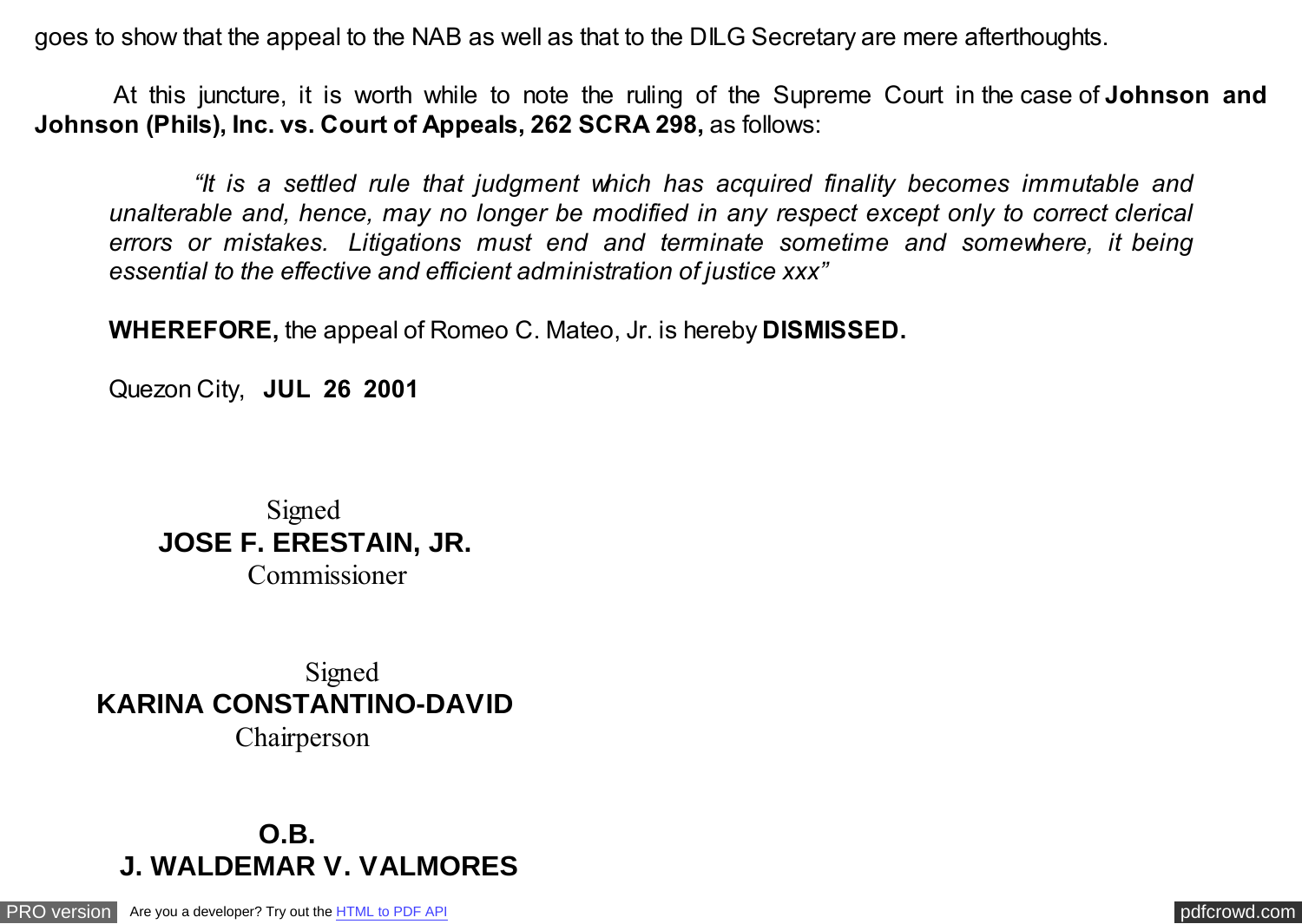goes to show that the appeal to the NAB as well as that to the DILG Secretary are mere afterthoughts.

At this juncture, it is worth while to note the ruling of the Supreme Court in the case of **Johnson and Johnson (Phils), Inc. vs. Court of Appeals, 262 SCRA 298,** as follows:

> *"It is a settled rule that judgment which has acquired finality becomes immutable and unalterable and, hence, may no longer be modified in any respect except only to correct clerical errors or mistakes. Litigations must end and terminate sometime and somewhere, it being essential to the effective and efficient administration of justice xxx"*

**WHEREFORE,** the appeal of Romeo C. Mateo, Jr. is hereby **DISMISSED.**

Quezon City, **JUL 26 2001**

Signed
**JOSE F. ERESTAIN, JR.**
Commissioner

Signed
**KARINA CONSTANTINO-DAVID**
Chairperson

**O.B.**
**J. WALDEMAR V. VALMORES**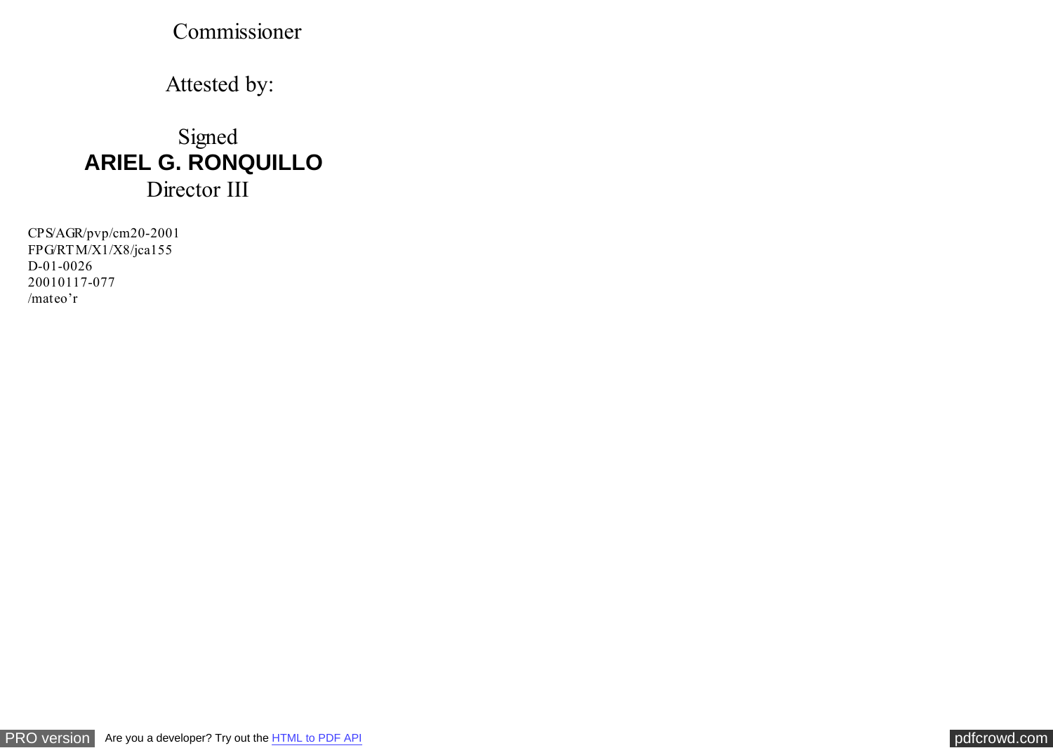Commissioner

Attested by:

Signed
**ARIEL G. RONQUILLO**
Director III

CPS/AGR/pvp/cm20-2001
FPG/RTM/X1/X8/jca155
D-01-0026
20010117-077
/mateo'r